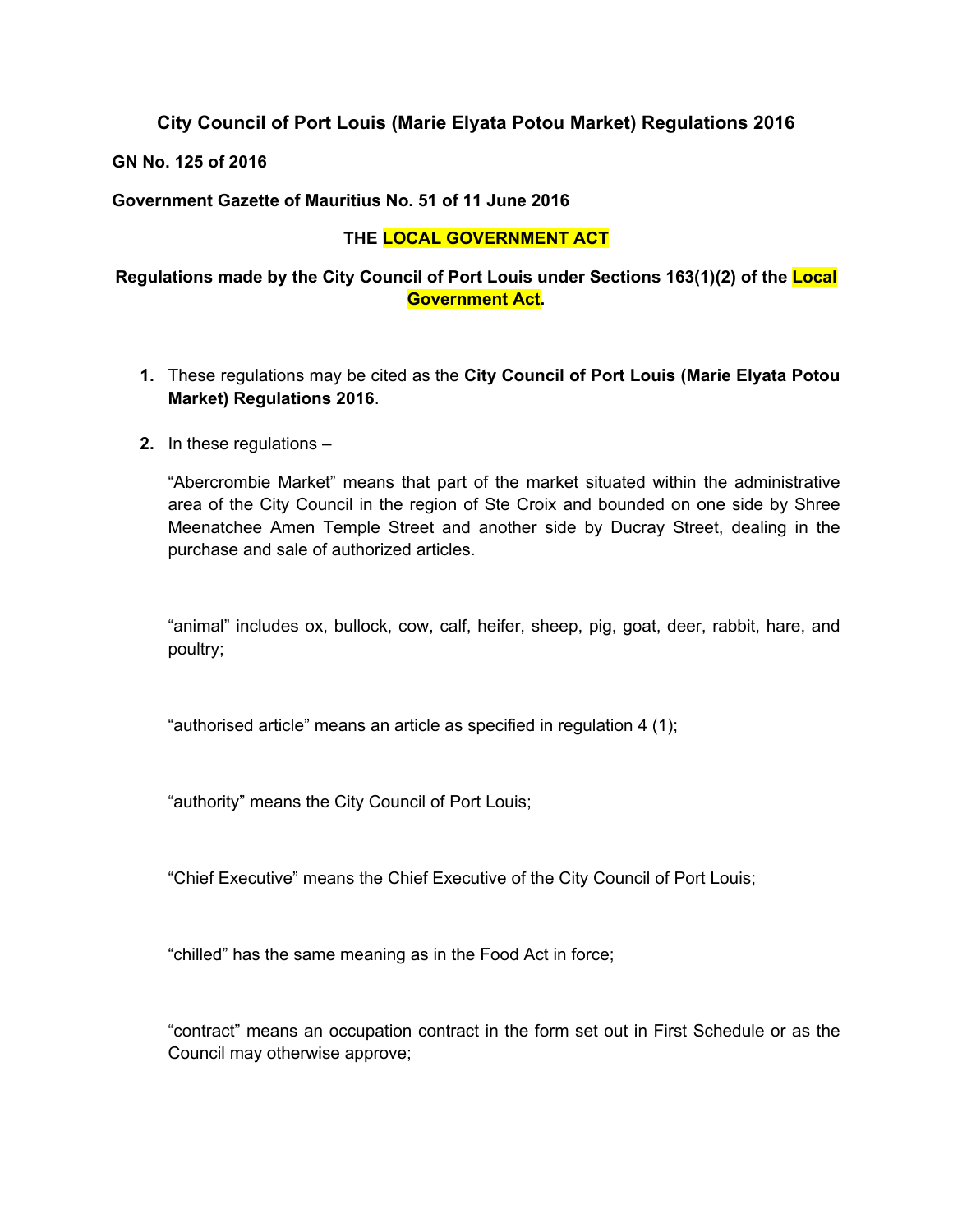# City Council of Port Louis (Marie Elyata Potou Market) Regulations 2016

**GN No. 125 of 2016**

**Government Gazette of Mauritius No. 51 of 11 June 2016**

**THE LOCAL GOVERNMENT ACT**

**Regulations made by the City Council of Port Louis under Sections 163(1)(2) of the Local Government Act.**

1. These regulations may be cited as the **City Council of Port Louis (Marie Elyata Potou Market) Regulations 2016**.

2. In these regulations –

   "Abercrombie Market" means that part of the market situated within the administrative area of the City Council in the region of Ste Croix and bounded on one side by Shree Meenatchee Amen Temple Street and another side by Ducray Street, dealing in the purchase and sale of authorized articles.

   "animal" includes ox, bullock, cow, calf, heifer, sheep, pig, goat, deer, rabbit, hare, and poultry;

   "authorised article" means an article as specified in regulation 4 (1);

   "authority" means the City Council of Port Louis;

   "Chief Executive" means the Chief Executive of the City Council of Port Louis;

   "chilled" has the same meaning as in the Food Act in force;

   "contract" means an occupation contract in the form set out in First Schedule or as the Council may otherwise approve;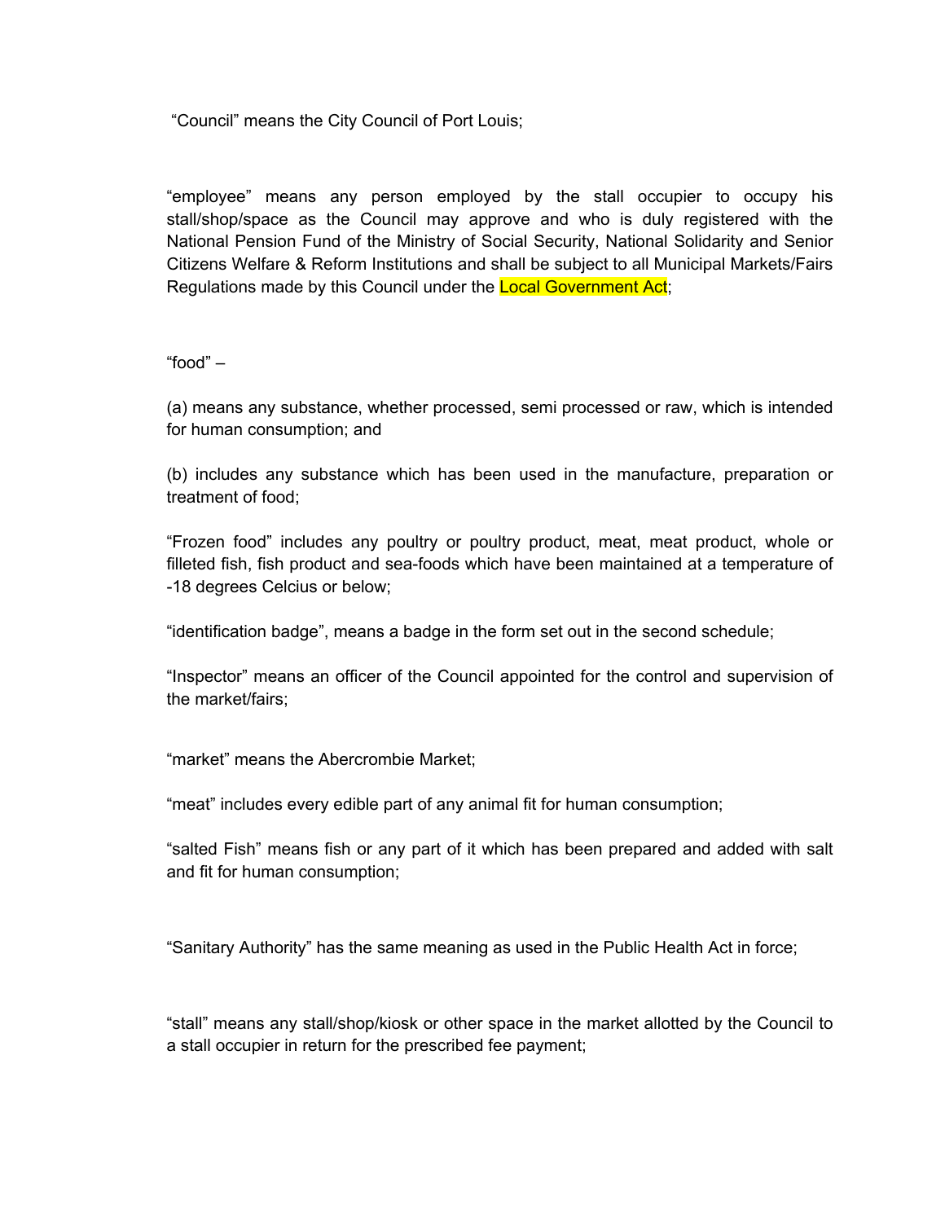"Council" means the City Council of Port Louis;

"employee" means any person employed by the stall occupier to occupy his stall/shop/space as the Council may approve and who is duly registered with the National Pension Fund of the Ministry of Social Security, National Solidarity and Senior Citizens Welfare & Reform Institutions and shall be subject to all Municipal Markets/Fairs Regulations made by this Council under the Local Government Act;

"food" –

(a) means any substance, whether processed, semi processed or raw, which is intended for human consumption; and

(b) includes any substance which has been used in the manufacture, preparation or treatment of food;

"Frozen food" includes any poultry or poultry product, meat, meat product, whole or filleted fish, fish product and sea-foods which have been maintained at a temperature of -18 degrees Celcius or below;

"identification badge", means a badge in the form set out in the second schedule;

"Inspector" means an officer of the Council appointed for the control and supervision of the market/fairs;

"market" means the Abercrombie Market;

"meat" includes every edible part of any animal fit for human consumption;

"salted Fish" means fish or any part of it which has been prepared and added with salt and fit for human consumption;

"Sanitary Authority" has the same meaning as used in the Public Health Act in force;

"stall" means any stall/shop/kiosk or other space in the market allotted by the Council to a stall occupier in return for the prescribed fee payment;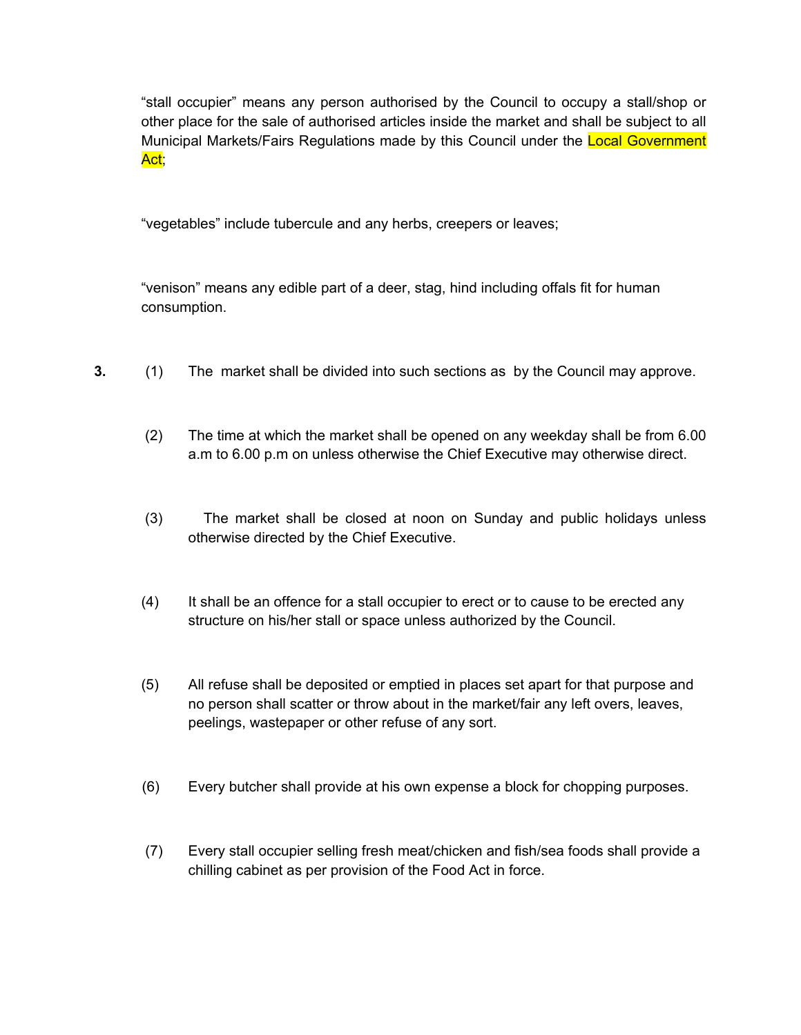"stall occupier" means any person authorised by the Council to occupy a stall/shop or other place for the sale of authorised articles inside the market and shall be subject to all Municipal Markets/Fairs Regulations made by this Council under the Local Government Act;

"vegetables" include tubercule and any herbs, creepers or leaves;

"venison" means any edible part of a deer, stag, hind including offals fit for human consumption.

**3.** (1) The market shall be divided into such sections as by the Council may approve.

(2) The time at which the market shall be opened on any weekday shall be from 6.00 a.m to 6.00 p.m on unless otherwise the Chief Executive may otherwise direct.

(3) The market shall be closed at noon on Sunday and public holidays unless otherwise directed by the Chief Executive.

(4) It shall be an offence for a stall occupier to erect or to cause to be erected any structure on his/her stall or space unless authorized by the Council.

(5) All refuse shall be deposited or emptied in places set apart for that purpose and no person shall scatter or throw about in the market/fair any left overs, leaves, peelings, wastepaper or other refuse of any sort.

(6) Every butcher shall provide at his own expense a block for chopping purposes.

(7) Every stall occupier selling fresh meat/chicken and fish/sea foods shall provide a chilling cabinet as per provision of the Food Act in force.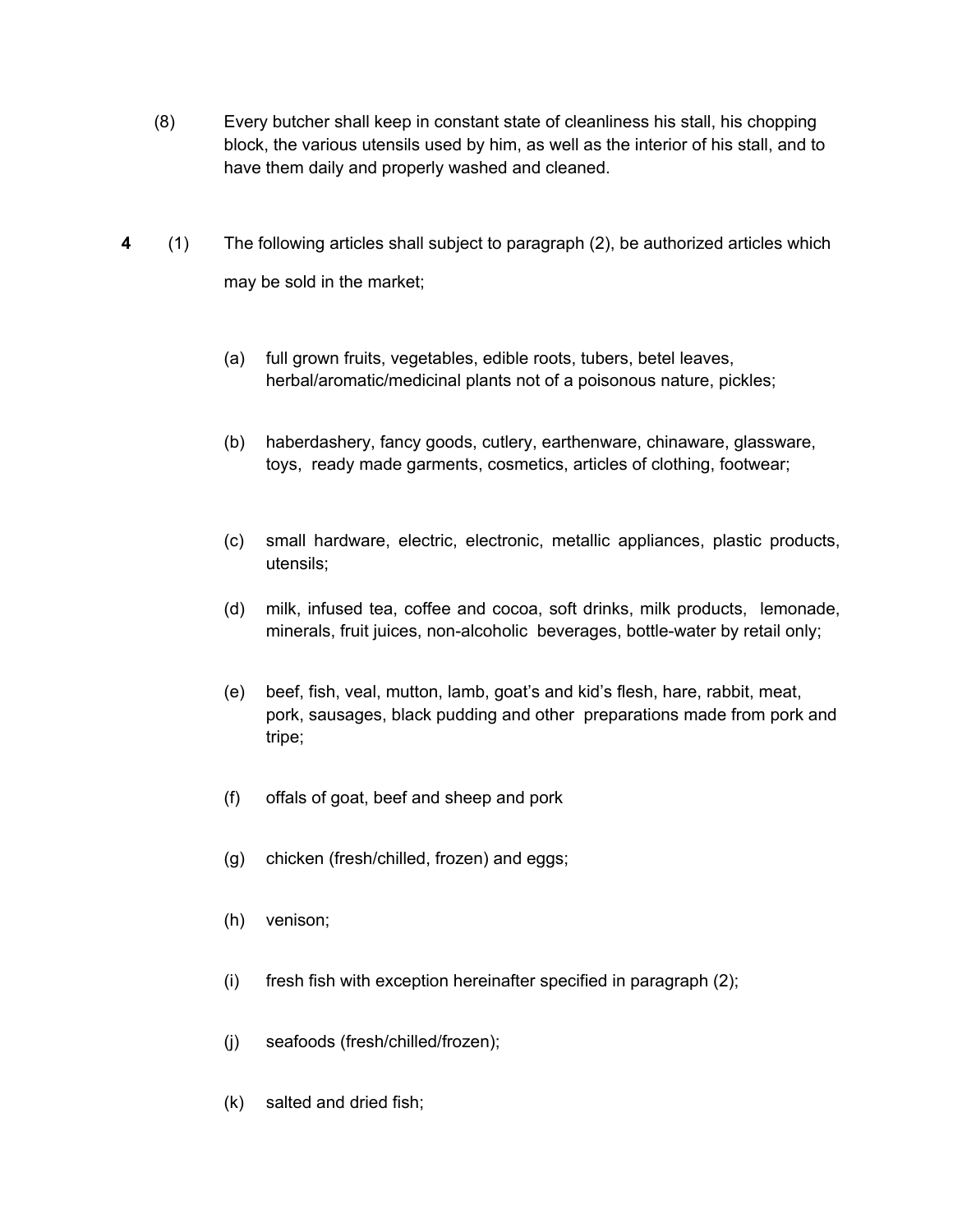(8) Every butcher shall keep in constant state of cleanliness his stall, his chopping block, the various utensils used by him, as well as the interior of his stall, and to have them daily and properly washed and cleaned.

**4** (1) The following articles shall subject to paragraph (2), be authorized articles which may be sold in the market;

(a) full grown fruits, vegetables, edible roots, tubers, betel leaves, herbal/aromatic/medicinal plants not of a poisonous nature, pickles;

(b) haberdashery, fancy goods, cutlery, earthenware, chinaware, glassware, toys, ready made garments, cosmetics, articles of clothing, footwear;

(c) small hardware, electric, electronic, metallic appliances, plastic products, utensils;

(d) milk, infused tea, coffee and cocoa, soft drinks, milk products, lemonade, minerals, fruit juices, non-alcoholic beverages, bottle-water by retail only;

(e) beef, fish, veal, mutton, lamb, goat's and kid's flesh, hare, rabbit, meat, pork, sausages, black pudding and other preparations made from pork and tripe;

(f) offals of goat, beef and sheep and pork

(g) chicken (fresh/chilled, frozen) and eggs;

(h) venison;

(i) fresh fish with exception hereinafter specified in paragraph (2);

(j) seafoods (fresh/chilled/frozen);

(k) salted and dried fish;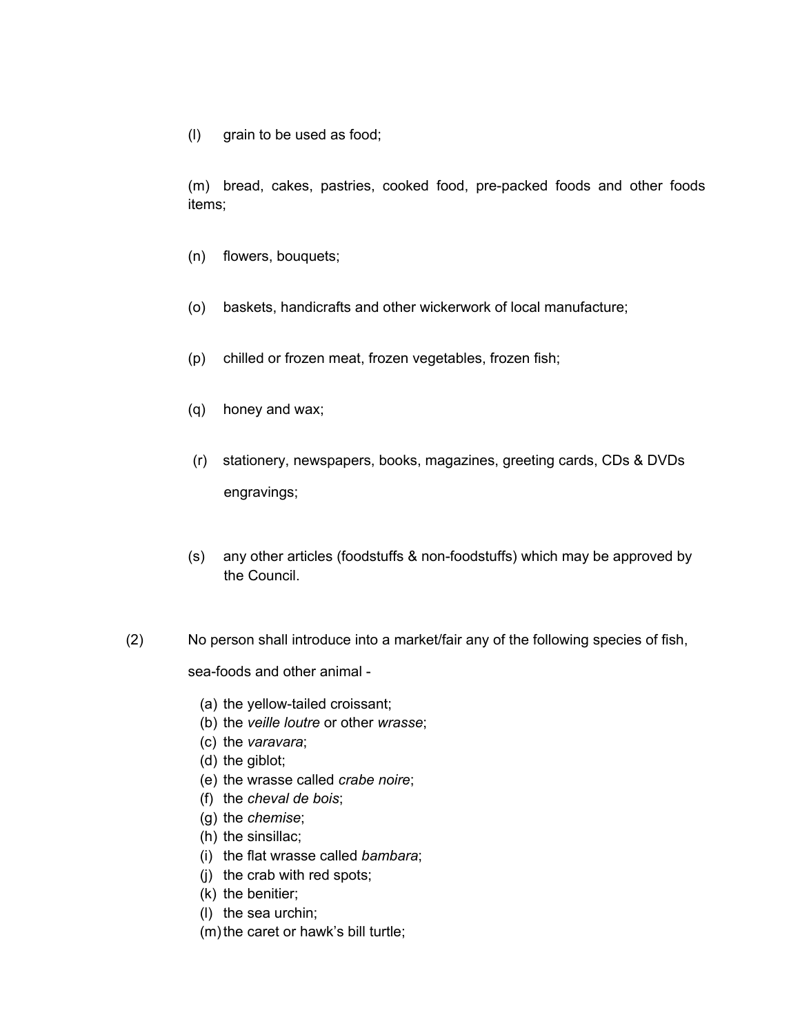(l) grain to be used as food;

(m) bread, cakes, pastries, cooked food, pre-packed foods and other foods items;

(n) flowers, bouquets;

(o) baskets, handicrafts and other wickerwork of local manufacture;

(p) chilled or frozen meat, frozen vegetables, frozen fish;

(q) honey and wax;

(r) stationery, newspapers, books, magazines, greeting cards, CDs & DVDs engravings;

(s) any other articles (foodstuffs & non-foodstuffs) which may be approved by the Council.

(2) No person shall introduce into a market/fair any of the following species of fish, sea-foods and other animal -

(a) the yellow-tailed croissant;
(b) the *veille loutre* or other *wrasse*;
(c) the *varavara*;
(d) the giblot;
(e) the wrasse called *crabe noire*;
(f) the *cheval de bois*;
(g) the *chemise*;
(h) the sinsillac;
(i) the flat wrasse called *bambara*;
(j) the crab with red spots;
(k) the benitier;
(l) the sea urchin;
(m) the caret or hawk's bill turtle;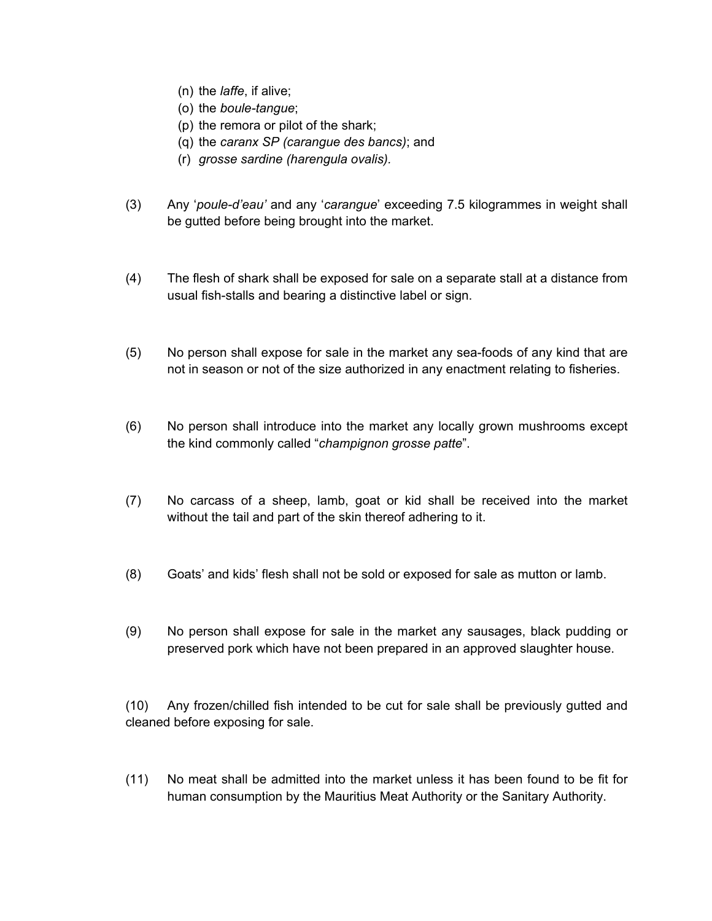(n) the *laffe*, if alive;
(o) the *boule-tangue*;
(p) the remora or pilot of the shark;
(q) the *caranx SP (carangue des bancs)*; and
(r) *grosse sardine (harengula ovalis).*

(3) Any '*poule-d'eau'* and any '*carangue*' exceeding 7.5 kilogrammes in weight shall be gutted before being brought into the market.

(4) The flesh of shark shall be exposed for sale on a separate stall at a distance from usual fish-stalls and bearing a distinctive label or sign.

(5) No person shall expose for sale in the market any sea-foods of any kind that are not in season or not of the size authorized in any enactment relating to fisheries.

(6) No person shall introduce into the market any locally grown mushrooms except the kind commonly called "*champignon grosse patte*".

(7) No carcass of a sheep, lamb, goat or kid shall be received into the market without the tail and part of the skin thereof adhering to it.

(8) Goats' and kids' flesh shall not be sold or exposed for sale as mutton or lamb.

(9) No person shall expose for sale in the market any sausages, black pudding or preserved pork which have not been prepared in an approved slaughter house.

(10) Any frozen/chilled fish intended to be cut for sale shall be previously gutted and cleaned before exposing for sale.

(11) No meat shall be admitted into the market unless it has been found to be fit for human consumption by the Mauritius Meat Authority or the Sanitary Authority.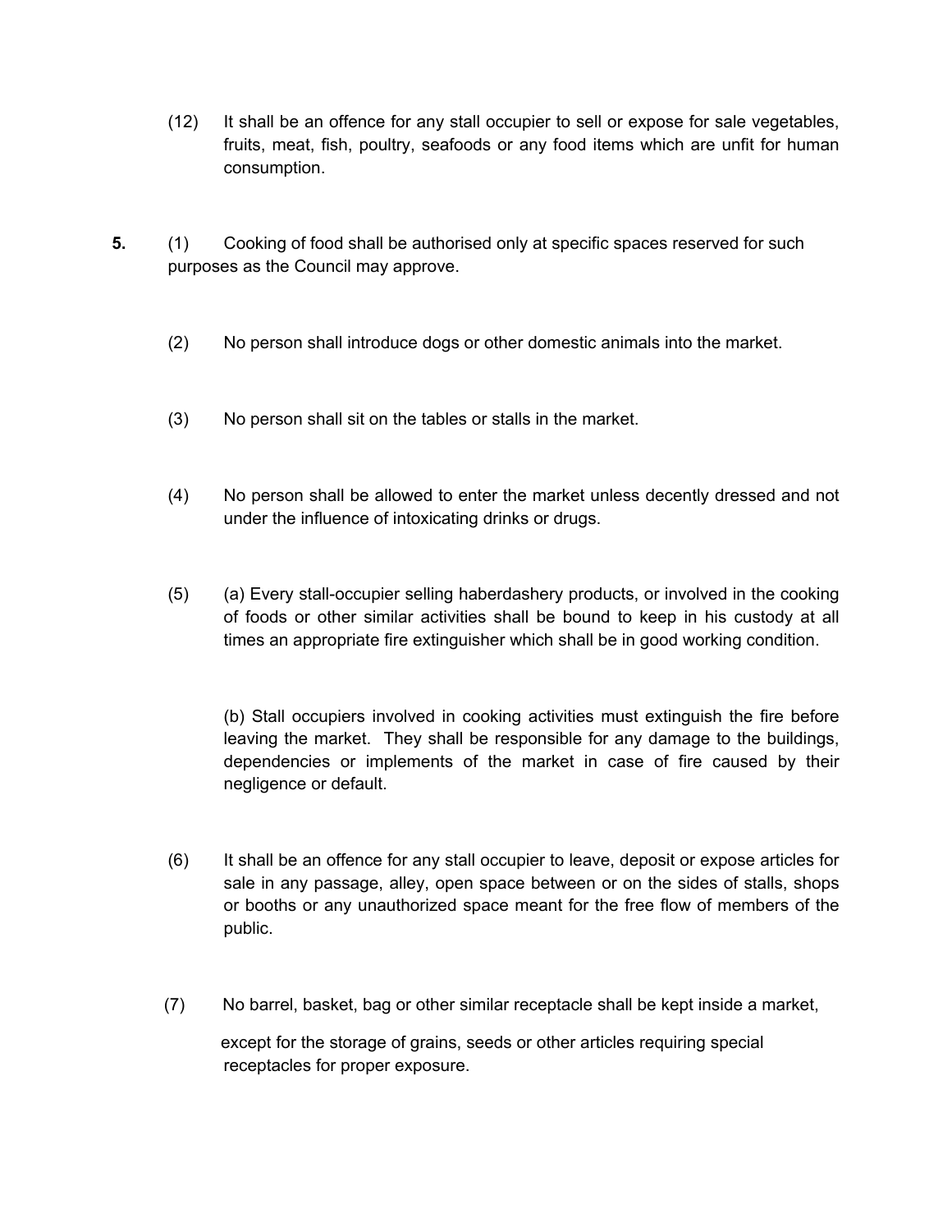(12) It shall be an offence for any stall occupier to sell or expose for sale vegetables, fruits, meat, fish, poultry, seafoods or any food items which are unfit for human consumption.

**5.** (1) Cooking of food shall be authorised only at specific spaces reserved for such purposes as the Council may approve.

(2) No person shall introduce dogs or other domestic animals into the market.

(3) No person shall sit on the tables or stalls in the market.

(4) No person shall be allowed to enter the market unless decently dressed and not under the influence of intoxicating drinks or drugs.

(5) (a) Every stall-occupier selling haberdashery products, or involved in the cooking of foods or other similar activities shall be bound to keep in his custody at all times an appropriate fire extinguisher which shall be in good working condition.

(b) Stall occupiers involved in cooking activities must extinguish the fire before leaving the market. They shall be responsible for any damage to the buildings, dependencies or implements of the market in case of fire caused by their negligence or default.

(6) It shall be an offence for any stall occupier to leave, deposit or expose articles for sale in any passage, alley, open space between or on the sides of stalls, shops or booths or any unauthorized space meant for the free flow of members of the public.

(7) No barrel, basket, bag or other similar receptacle shall be kept inside a market,

except for the storage of grains, seeds or other articles requiring special receptacles for proper exposure.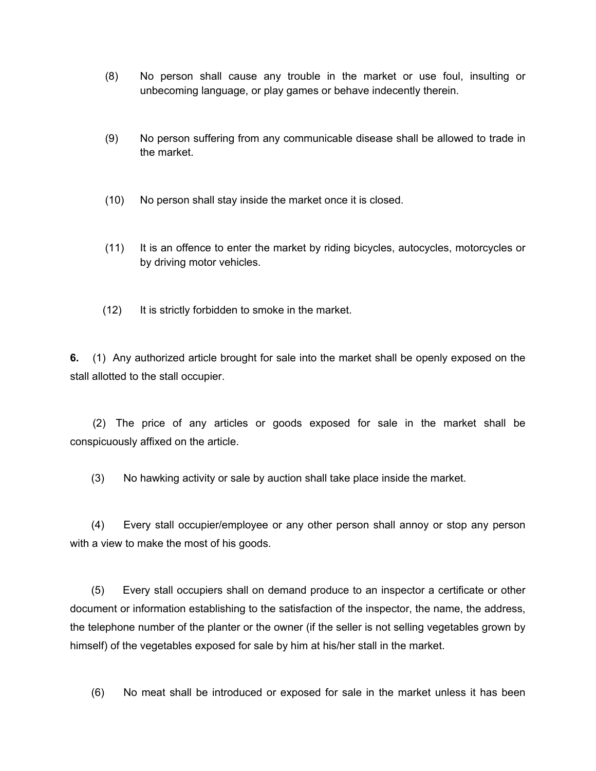(8) No person shall cause any trouble in the market or use foul, insulting or unbecoming language, or play games or behave indecently therein.

(9) No person suffering from any communicable disease shall be allowed to trade in the market.

(10) No person shall stay inside the market once it is closed.

(11) It is an offence to enter the market by riding bicycles, autocycles, motorcycles or by driving motor vehicles.

(12) It is strictly forbidden to smoke in the market.

**6.** (1) Any authorized article brought for sale into the market shall be openly exposed on the stall allotted to the stall occupier.

(2) The price of any articles or goods exposed for sale in the market shall be conspicuously affixed on the article.

(3) No hawking activity or sale by auction shall take place inside the market.

(4) Every stall occupier/employee or any other person shall annoy or stop any person with a view to make the most of his goods.

(5) Every stall occupiers shall on demand produce to an inspector a certificate or other document or information establishing to the satisfaction of the inspector, the name, the address, the telephone number of the planter or the owner (if the seller is not selling vegetables grown by himself) of the vegetables exposed for sale by him at his/her stall in the market.

(6) No meat shall be introduced or exposed for sale in the market unless it has been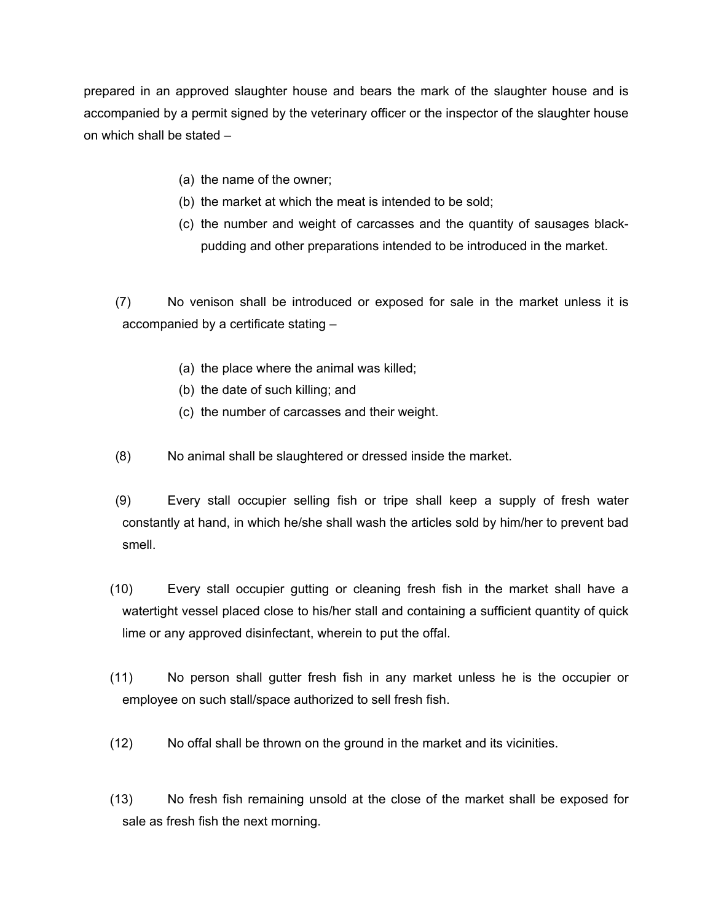prepared in an approved slaughter house and bears the mark of the slaughter house and is accompanied by a permit signed by the veterinary officer or the inspector of the slaughter house on which shall be stated –

(a) the name of the owner;
(b) the market at which the meat is intended to be sold;
(c) the number and weight of carcasses and the quantity of sausages black-pudding and other preparations intended to be introduced in the market.

(7) No venison shall be introduced or exposed for sale in the market unless it is accompanied by a certificate stating –

(a) the place where the animal was killed;
(b) the date of such killing; and
(c) the number of carcasses and their weight.

(8) No animal shall be slaughtered or dressed inside the market.

(9) Every stall occupier selling fish or tripe shall keep a supply of fresh water constantly at hand, in which he/she shall wash the articles sold by him/her to prevent bad smell.

(10) Every stall occupier gutting or cleaning fresh fish in the market shall have a watertight vessel placed close to his/her stall and containing a sufficient quantity of quick lime or any approved disinfectant, wherein to put the offal.

(11) No person shall gutter fresh fish in any market unless he is the occupier or employee on such stall/space authorized to sell fresh fish.

(12) No offal shall be thrown on the ground in the market and its vicinities.

(13) No fresh fish remaining unsold at the close of the market shall be exposed for sale as fresh fish the next morning.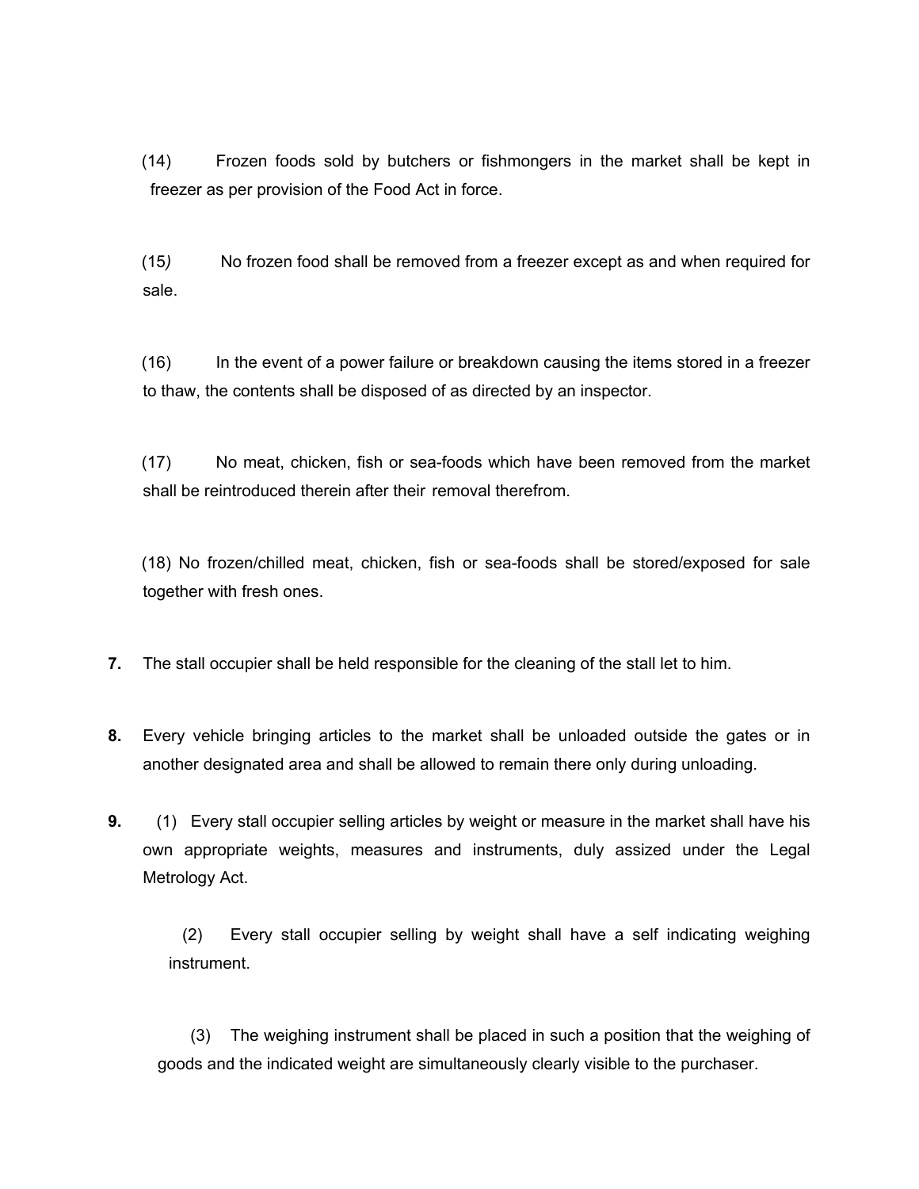(14) Frozen foods sold by butchers or fishmongers in the market shall be kept in freezer as per provision of the Food Act in force.

(15) No frozen food shall be removed from a freezer except as and when required for sale.

(16) In the event of a power failure or breakdown causing the items stored in a freezer to thaw, the contents shall be disposed of as directed by an inspector.

(17) No meat, chicken, fish or sea-foods which have been removed from the market shall be reintroduced therein after their removal therefrom.

(18) No frozen/chilled meat, chicken, fish or sea-foods shall be stored/exposed for sale together with fresh ones.

**7.** The stall occupier shall be held responsible for the cleaning of the stall let to him.

**8.** Every vehicle bringing articles to the market shall be unloaded outside the gates or in another designated area and shall be allowed to remain there only during unloading.

**9.** (1) Every stall occupier selling articles by weight or measure in the market shall have his own appropriate weights, measures and instruments, duly assized under the Legal Metrology Act.

(2) Every stall occupier selling by weight shall have a self indicating weighing instrument.

(3) The weighing instrument shall be placed in such a position that the weighing of goods and the indicated weight are simultaneously clearly visible to the purchaser.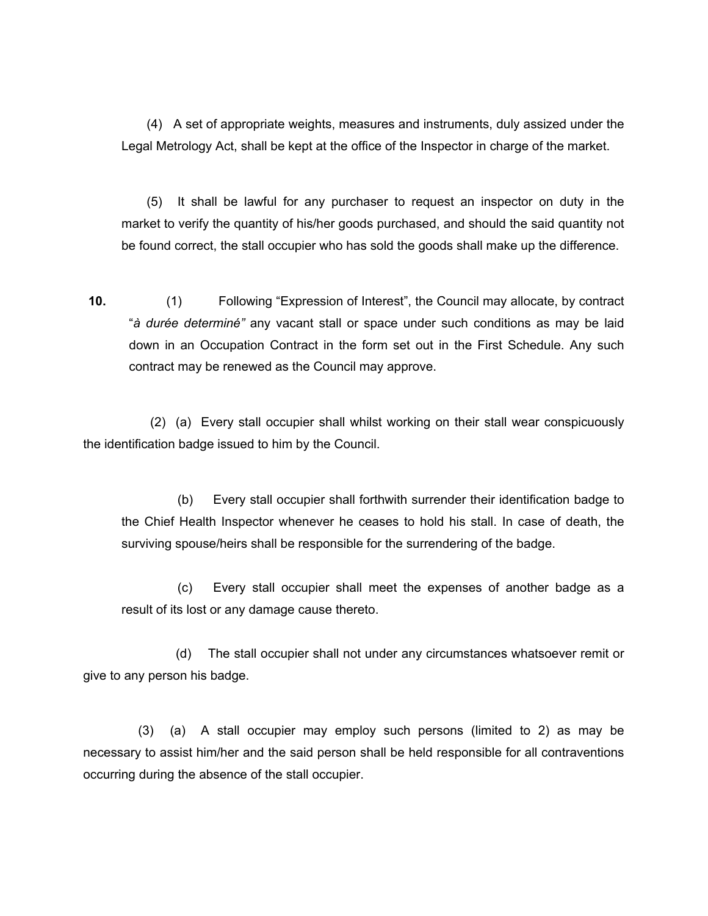(4) A set of appropriate weights, measures and instruments, duly assized under the Legal Metrology Act, shall be kept at the office of the Inspector in charge of the market.

(5) It shall be lawful for any purchaser to request an inspector on duty in the market to verify the quantity of his/her goods purchased, and should the said quantity not be found correct, the stall occupier who has sold the goods shall make up the difference.

**10.** (1) Following "Expression of Interest", the Council may allocate, by contract "*à durée determiné"* any vacant stall or space under such conditions as may be laid down in an Occupation Contract in the form set out in the First Schedule. Any such contract may be renewed as the Council may approve.

(2) (a) Every stall occupier shall whilst working on their stall wear conspicuously the identification badge issued to him by the Council.

(b) Every stall occupier shall forthwith surrender their identification badge to the Chief Health Inspector whenever he ceases to hold his stall. In case of death, the surviving spouse/heirs shall be responsible for the surrendering of the badge.

(c) Every stall occupier shall meet the expenses of another badge as a result of its lost or any damage cause thereto.

(d) The stall occupier shall not under any circumstances whatsoever remit or give to any person his badge.

(3) (a) A stall occupier may employ such persons (limited to 2) as may be necessary to assist him/her and the said person shall be held responsible for all contraventions occurring during the absence of the stall occupier.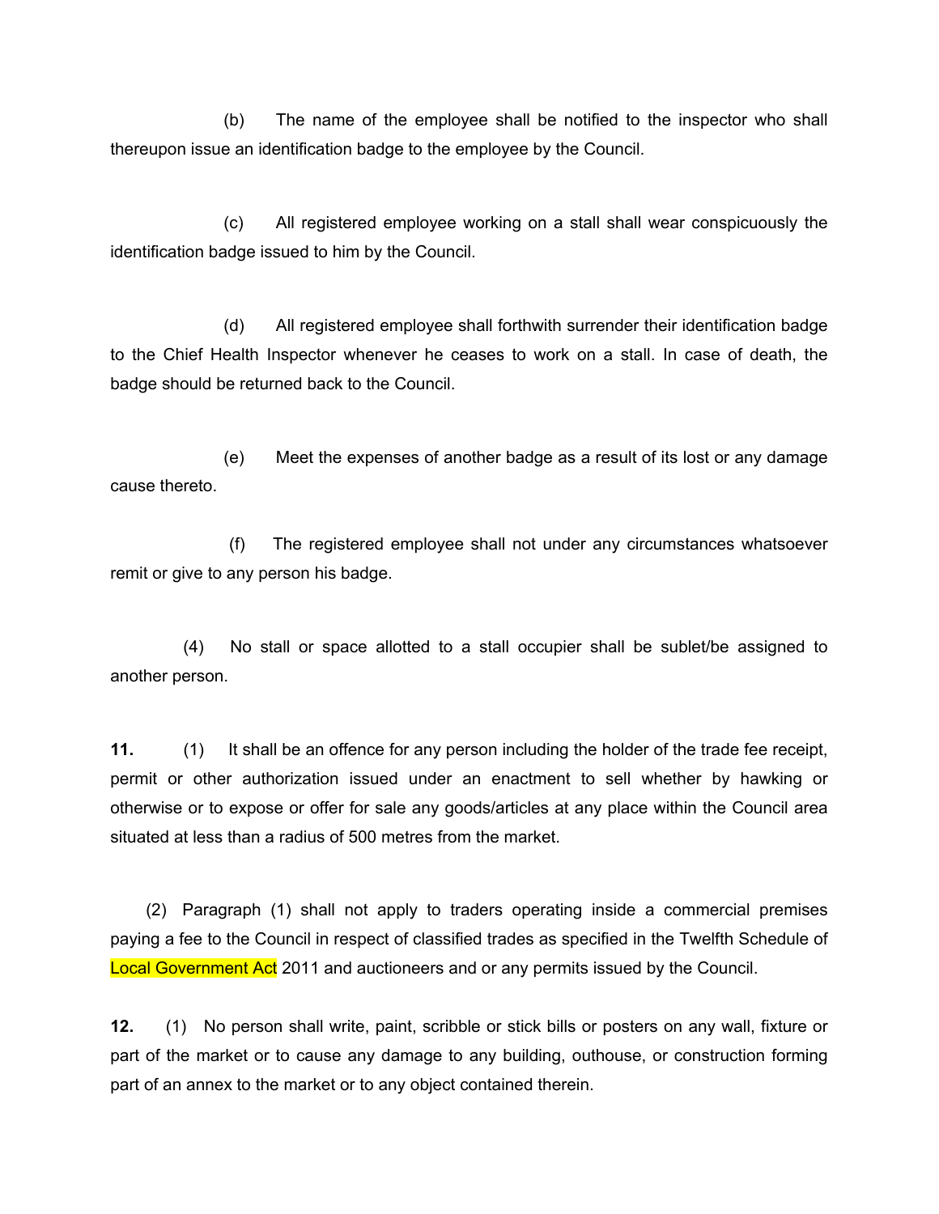(b) The name of the employee shall be notified to the inspector who shall thereupon issue an identification badge to the employee by the Council.

(c) All registered employee working on a stall shall wear conspicuously the identification badge issued to him by the Council.

(d) All registered employee shall forthwith surrender their identification badge to the Chief Health Inspector whenever he ceases to work on a stall. In case of death, the badge should be returned back to the Council.

(e) Meet the expenses of another badge as a result of its lost or any damage cause thereto.

(f) The registered employee shall not under any circumstances whatsoever remit or give to any person his badge.

(4) No stall or space allotted to a stall occupier shall be sublet/be assigned to another person.

**11.** (1) It shall be an offence for any person including the holder of the trade fee receipt, permit or other authorization issued under an enactment to sell whether by hawking or otherwise or to expose or offer for sale any goods/articles at any place within the Council area situated at less than a radius of 500 metres from the market.

(2) Paragraph (1) shall not apply to traders operating inside a commercial premises paying a fee to the Council in respect of classified trades as specified in the Twelfth Schedule of Local Government Act 2011 and auctioneers and or any permits issued by the Council.

**12.** (1) No person shall write, paint, scribble or stick bills or posters on any wall, fixture or part of the market or to cause any damage to any building, outhouse, or construction forming part of an annex to the market or to any object contained therein.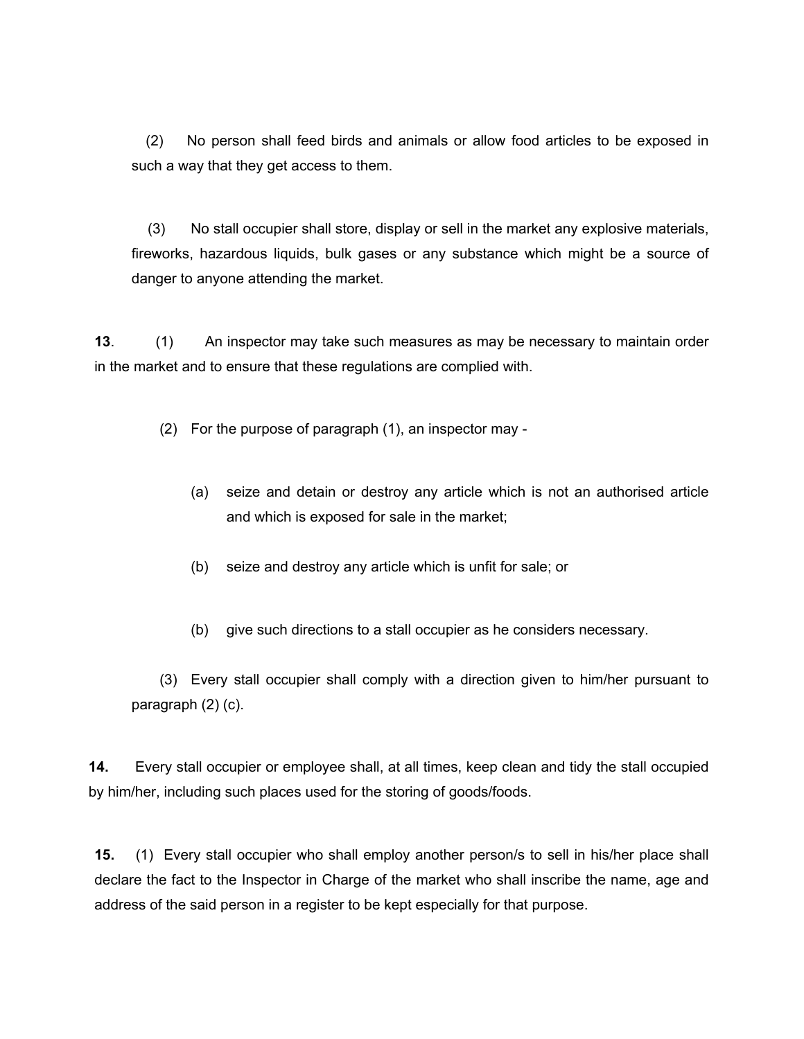(2) No person shall feed birds and animals or allow food articles to be exposed in such a way that they get access to them.

(3) No stall occupier shall store, display or sell in the market any explosive materials, fireworks, hazardous liquids, bulk gases or any substance which might be a source of danger to anyone attending the market.

**13**. (1) An inspector may take such measures as may be necessary to maintain order in the market and to ensure that these regulations are complied with.

(2) For the purpose of paragraph (1), an inspector may -

(a) seize and detain or destroy any article which is not an authorised article and which is exposed for sale in the market;

(b) seize and destroy any article which is unfit for sale; or

(b) give such directions to a stall occupier as he considers necessary.

(3) Every stall occupier shall comply with a direction given to him/her pursuant to paragraph (2) (c).

**14.** Every stall occupier or employee shall, at all times, keep clean and tidy the stall occupied by him/her, including such places used for the storing of goods/foods.

**15.** (1) Every stall occupier who shall employ another person/s to sell in his/her place shall declare the fact to the Inspector in Charge of the market who shall inscribe the name, age and address of the said person in a register to be kept especially for that purpose.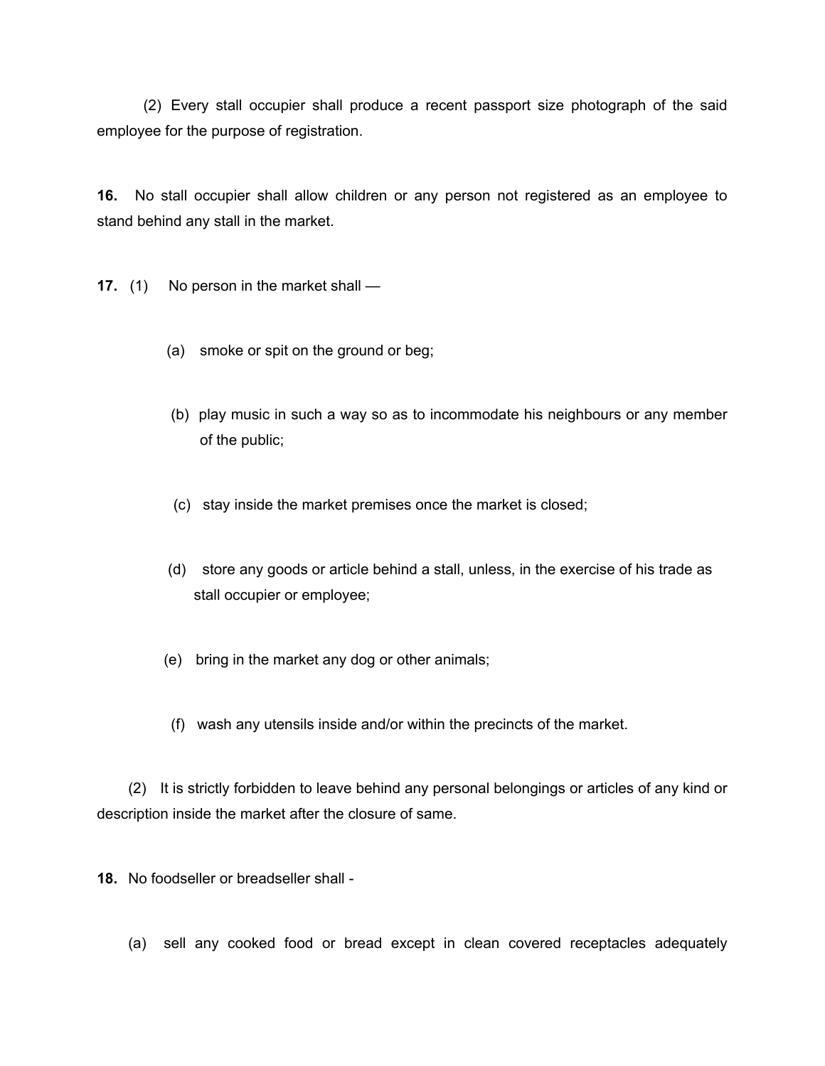(2) Every stall occupier shall produce a recent passport size photograph of the said employee for the purpose of registration.

**16.** No stall occupier shall allow children or any person not registered as an employee to stand behind any stall in the market.

**17.** (1) No person in the market shall —

(a) smoke or spit on the ground or beg;

(b) play music in such a way so as to incommodate his neighbours or any member of the public;

(c) stay inside the market premises once the market is closed;

(d) store any goods or article behind a stall, unless, in the exercise of his trade as stall occupier or employee;

(e) bring in the market any dog or other animals;

(f) wash any utensils inside and/or within the precincts of the market.

(2) It is strictly forbidden to leave behind any personal belongings or articles of any kind or description inside the market after the closure of same.

**18.** No foodseller or breadseller shall -

(a) sell any cooked food or bread except in clean covered receptacles adequately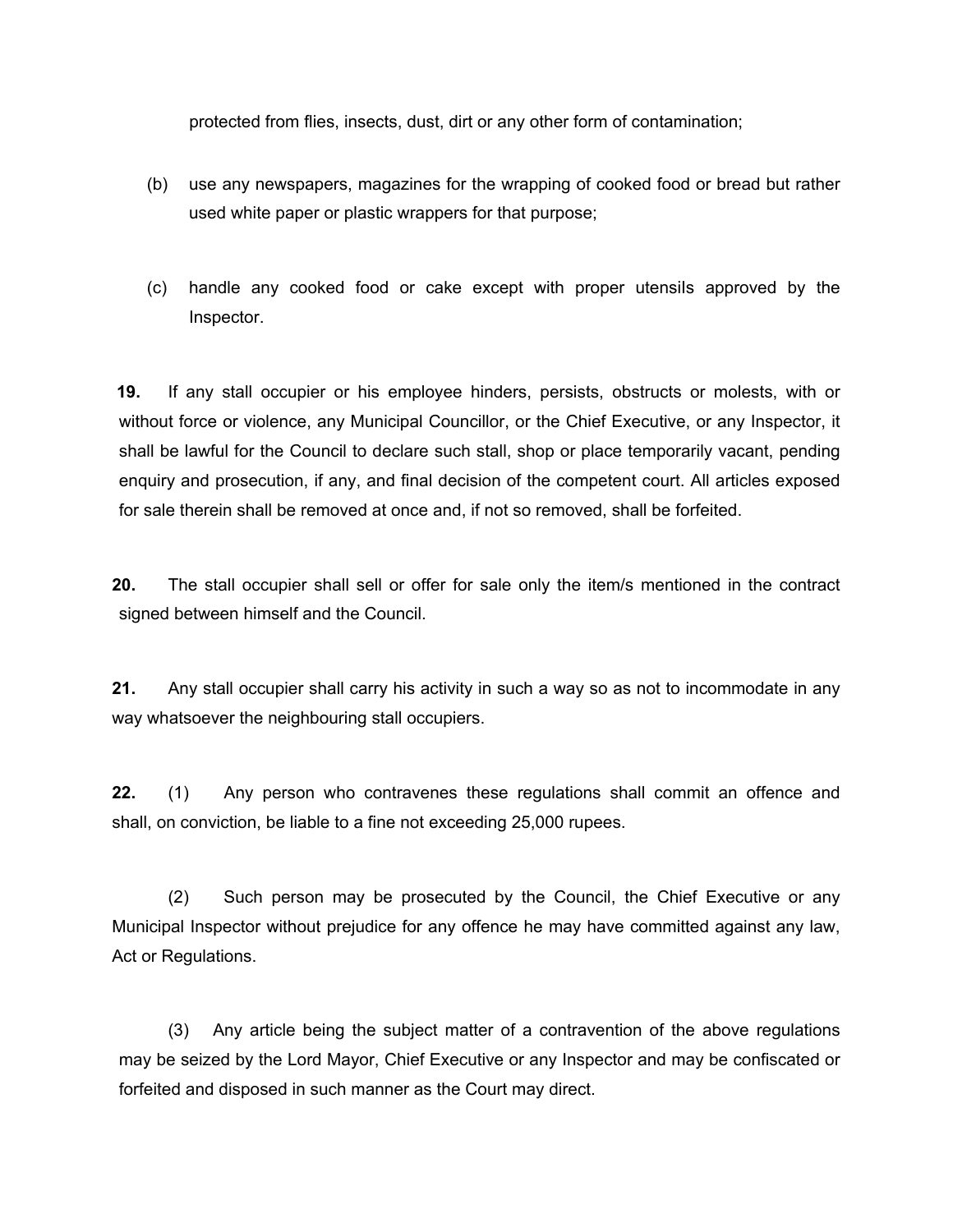protected from flies, insects, dust, dirt or any other form of contamination;

(b) use any newspapers, magazines for the wrapping of cooked food or bread but rather used white paper or plastic wrappers for that purpose;

(c) handle any cooked food or cake except with proper utensils approved by the Inspector.

**19.** If any stall occupier or his employee hinders, persists, obstructs or molests, with or without force or violence, any Municipal Councillor, or the Chief Executive, or any Inspector, it shall be lawful for the Council to declare such stall, shop or place temporarily vacant, pending enquiry and prosecution, if any, and final decision of the competent court. All articles exposed for sale therein shall be removed at once and, if not so removed, shall be forfeited.

**20.** The stall occupier shall sell or offer for sale only the item/s mentioned in the contract signed between himself and the Council.

**21.** Any stall occupier shall carry his activity in such a way so as not to incommodate in any way whatsoever the neighbouring stall occupiers.

**22.** (1) Any person who contravenes these regulations shall commit an offence and shall, on conviction, be liable to a fine not exceeding 25,000 rupees.

(2) Such person may be prosecuted by the Council, the Chief Executive or any Municipal Inspector without prejudice for any offence he may have committed against any law, Act or Regulations.

(3) Any article being the subject matter of a contravention of the above regulations may be seized by the Lord Mayor, Chief Executive or any Inspector and may be confiscated or forfeited and disposed in such manner as the Court may direct.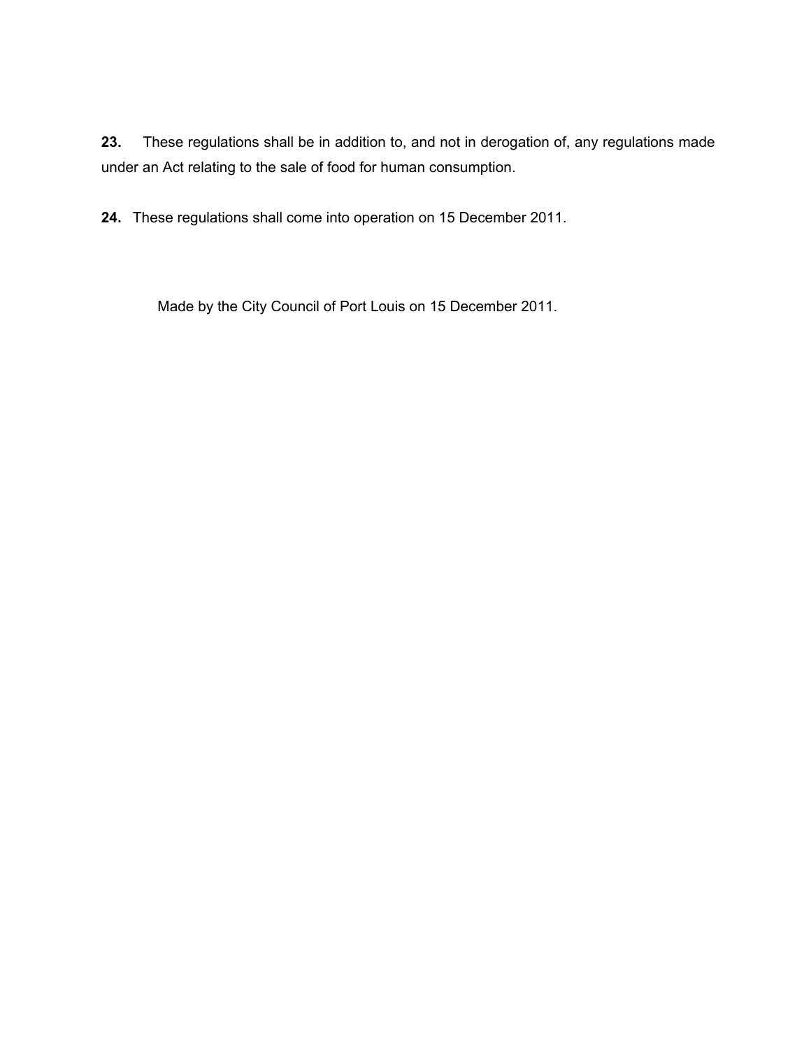**23.** These regulations shall be in addition to, and not in derogation of, any regulations made under an Act relating to the sale of food for human consumption.

**24.** These regulations shall come into operation on 15 December 2011.

Made by the City Council of Port Louis on 15 December 2011.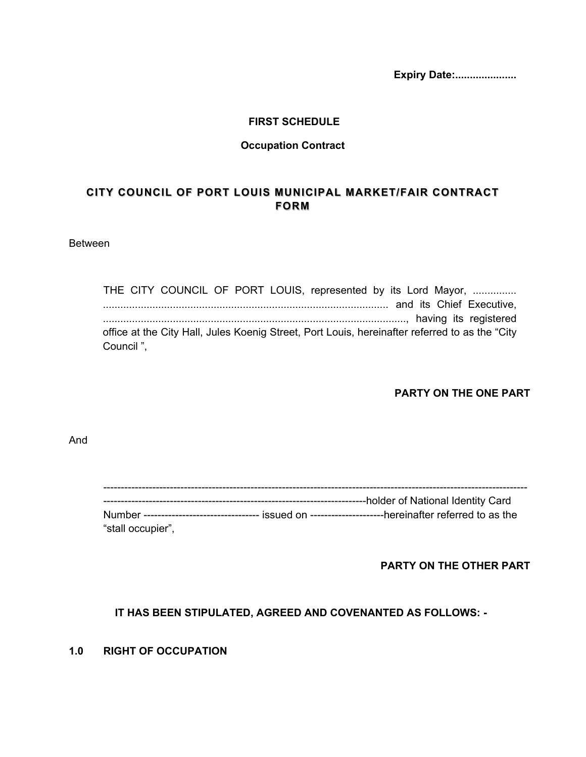**Expiry Date:....................**

**FIRST SCHEDULE**

**Occupation Contract**

## CITY COUNCIL OF PORT LOUIS MUNICIPAL MARKET/FAIR CONTRACT FORM

Between

THE CITY COUNCIL OF PORT LOUIS, represented by its Lord Mayor, ............... .................................................................................................. and its Chief Executive, ........................................................................................................, having its registered office at the City Hall, Jules Koenig Street, Port Louis, hereinafter referred to as the "City Council ",

**PARTY ON THE ONE PART**

And

------------------------------------------------------------------------------------------------------------------------------------------------------------------------------------------------holder of National Identity Card Number --------------------------------- issued on ---------------------hereinafter referred to as the "stall occupier",

**PARTY ON THE OTHER PART**

**IT HAS BEEN STIPULATED, AGREED AND COVENANTED AS FOLLOWS: -**

**1.0 RIGHT OF OCCUPATION**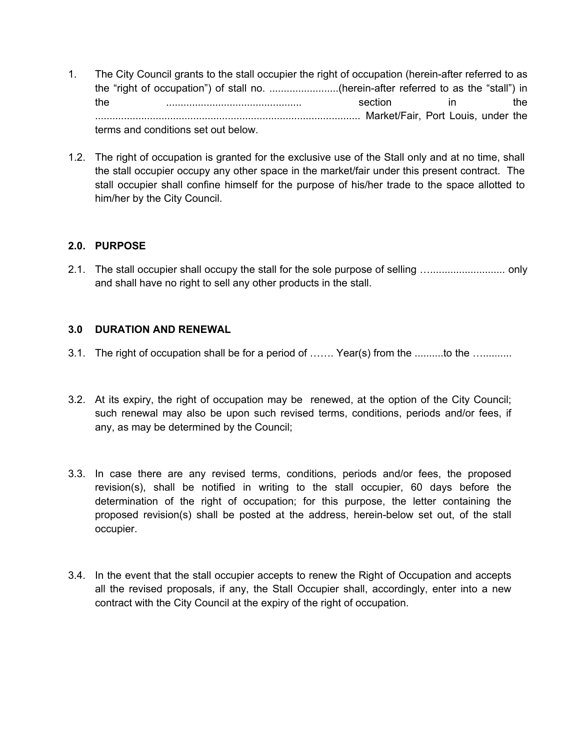1. The City Council grants to the stall occupier the right of occupation (herein-after referred to as the “right of occupation”) of stall no. ........................(herein-after referred to as the “stall”) in the ............................................... section in the ........................................................................................... Market/Fair, Port Louis, under the terms and conditions set out below.

1.2. The right of occupation is granted for the exclusive use of the Stall only and at no time, shall the stall occupier occupy any other space in the market/fair under this present contract. The stall occupier shall confine himself for the purpose of his/her trade to the space allotted to him/her by the City Council.

**2.0. PURPOSE**

2.1. The stall occupier shall occupy the stall for the sole purpose of selling …......................... only and shall have no right to sell any other products in the stall.

**3.0 DURATION AND RENEWAL**

3.1. The right of occupation shall be for a period of ……. Year(s) from the ..........to the …..........

3.2. At its expiry, the right of occupation may be renewed, at the option of the City Council; such renewal may also be upon such revised terms, conditions, periods and/or fees, if any, as may be determined by the Council;

3.3. In case there are any revised terms, conditions, periods and/or fees, the proposed revision(s), shall be notified in writing to the stall occupier, 60 days before the determination of the right of occupation; for this purpose, the letter containing the proposed revision(s) shall be posted at the address, herein-below set out, of the stall occupier.

3.4. In the event that the stall occupier accepts to renew the Right of Occupation and accepts all the revised proposals, if any, the Stall Occupier shall, accordingly, enter into a new contract with the City Council at the expiry of the right of occupation.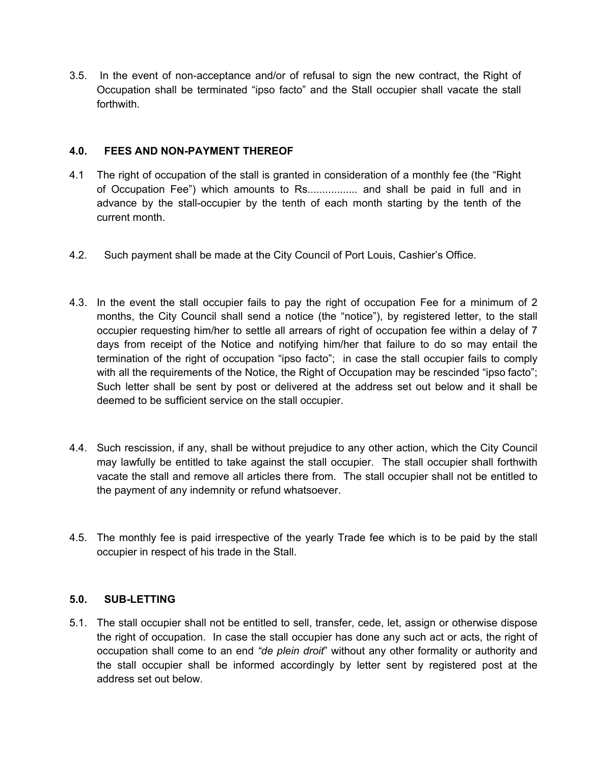3.5. In the event of non-acceptance and/or of refusal to sign the new contract, the Right of Occupation shall be terminated "ipso facto" and the Stall occupier shall vacate the stall forthwith.

### 4.0. FEES AND NON-PAYMENT THEREOF

4.1 The right of occupation of the stall is granted in consideration of a monthly fee (the "Right of Occupation Fee") which amounts to Rs................ and shall be paid in full and in advance by the stall-occupier by the tenth of each month starting by the tenth of the current month.

4.2. Such payment shall be made at the City Council of Port Louis, Cashier's Office.

4.3. In the event the stall occupier fails to pay the right of occupation Fee for a minimum of 2 months, the City Council shall send a notice (the "notice"), by registered letter, to the stall occupier requesting him/her to settle all arrears of right of occupation fee within a delay of 7 days from receipt of the Notice and notifying him/her that failure to do so may entail the termination of the right of occupation "ipso facto"; in case the stall occupier fails to comply with all the requirements of the Notice, the Right of Occupation may be rescinded "ipso facto"; Such letter shall be sent by post or delivered at the address set out below and it shall be deemed to be sufficient service on the stall occupier.

4.4. Such rescission, if any, shall be without prejudice to any other action, which the City Council may lawfully be entitled to take against the stall occupier. The stall occupier shall forthwith vacate the stall and remove all articles there from. The stall occupier shall not be entitled to the payment of any indemnity or refund whatsoever.

4.5. The monthly fee is paid irrespective of the yearly Trade fee which is to be paid by the stall occupier in respect of his trade in the Stall.

### 5.0. SUB-LETTING

5.1. The stall occupier shall not be entitled to sell, transfer, cede, let, assign or otherwise dispose the right of occupation. In case the stall occupier has done any such act or acts, the right of occupation shall come to an end *"de plein droit"* without any other formality or authority and the stall occupier shall be informed accordingly by letter sent by registered post at the address set out below.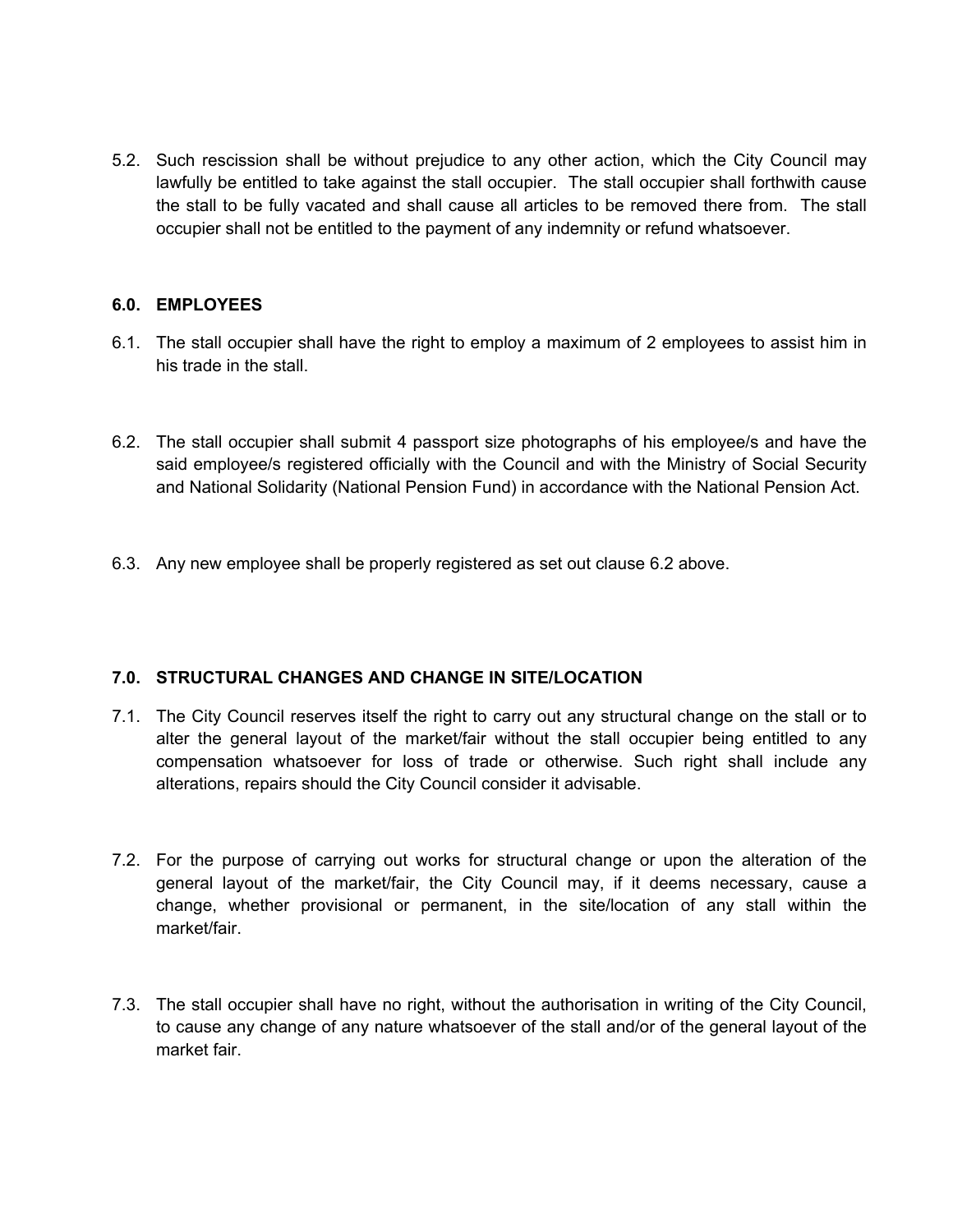5.2. Such rescission shall be without prejudice to any other action, which the City Council may lawfully be entitled to take against the stall occupier. The stall occupier shall forthwith cause the stall to be fully vacated and shall cause all articles to be removed there from. The stall occupier shall not be entitled to the payment of any indemnity or refund whatsoever.

**6.0. EMPLOYEES**

6.1. The stall occupier shall have the right to employ a maximum of 2 employees to assist him in his trade in the stall.

6.2. The stall occupier shall submit 4 passport size photographs of his employee/s and have the said employee/s registered officially with the Council and with the Ministry of Social Security and National Solidarity (National Pension Fund) in accordance with the National Pension Act.

6.3. Any new employee shall be properly registered as set out clause 6.2 above.

**7.0. STRUCTURAL CHANGES AND CHANGE IN SITE/LOCATION**

7.1. The City Council reserves itself the right to carry out any structural change on the stall or to alter the general layout of the market/fair without the stall occupier being entitled to any compensation whatsoever for loss of trade or otherwise. Such right shall include any alterations, repairs should the City Council consider it advisable.

7.2. For the purpose of carrying out works for structural change or upon the alteration of the general layout of the market/fair, the City Council may, if it deems necessary, cause a change, whether provisional or permanent, in the site/location of any stall within the market/fair.

7.3. The stall occupier shall have no right, without the authorisation in writing of the City Council, to cause any change of any nature whatsoever of the stall and/or of the general layout of the market fair.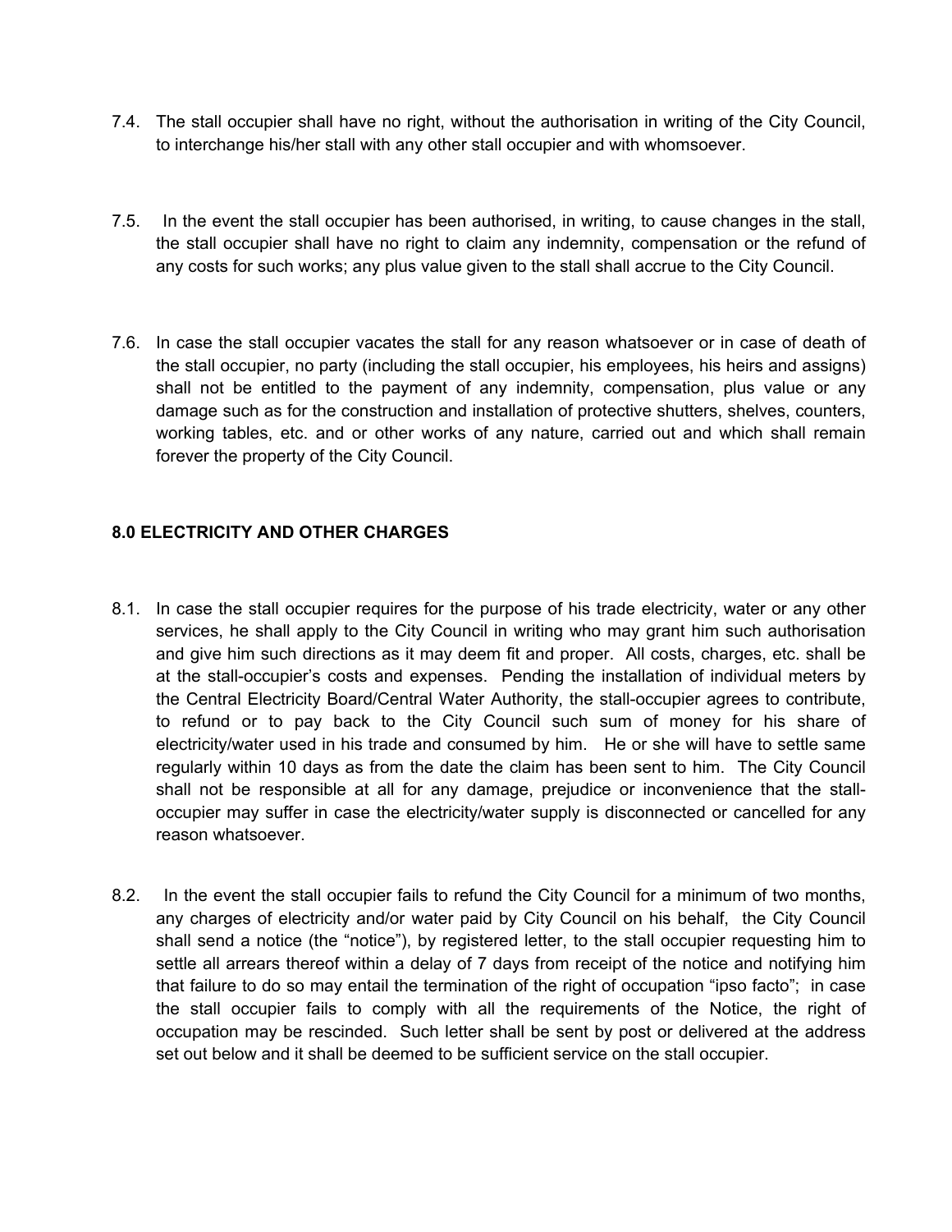7.4. The stall occupier shall have no right, without the authorisation in writing of the City Council, to interchange his/her stall with any other stall occupier and with whomsoever.

7.5. In the event the stall occupier has been authorised, in writing, to cause changes in the stall, the stall occupier shall have no right to claim any indemnity, compensation or the refund of any costs for such works; any plus value given to the stall shall accrue to the City Council.

7.6. In case the stall occupier vacates the stall for any reason whatsoever or in case of death of the stall occupier, no party (including the stall occupier, his employees, his heirs and assigns) shall not be entitled to the payment of any indemnity, compensation, plus value or any damage such as for the construction and installation of protective shutters, shelves, counters, working tables, etc. and or other works of any nature, carried out and which shall remain forever the property of the City Council.

## 8.0 ELECTRICITY AND OTHER CHARGES

8.1. In case the stall occupier requires for the purpose of his trade electricity, water or any other services, he shall apply to the City Council in writing who may grant him such authorisation and give him such directions as it may deem fit and proper. All costs, charges, etc. shall be at the stall-occupier's costs and expenses. Pending the installation of individual meters by the Central Electricity Board/Central Water Authority, the stall-occupier agrees to contribute, to refund or to pay back to the City Council such sum of money for his share of electricity/water used in his trade and consumed by him. He or she will have to settle same regularly within 10 days as from the date the claim has been sent to him. The City Council shall not be responsible at all for any damage, prejudice or inconvenience that the stall-occupier may suffer in case the electricity/water supply is disconnected or cancelled for any reason whatsoever.

8.2. In the event the stall occupier fails to refund the City Council for a minimum of two months, any charges of electricity and/or water paid by City Council on his behalf, the City Council shall send a notice (the "notice"), by registered letter, to the stall occupier requesting him to settle all arrears thereof within a delay of 7 days from receipt of the notice and notifying him that failure to do so may entail the termination of the right of occupation "ipso facto"; in case the stall occupier fails to comply with all the requirements of the Notice, the right of occupation may be rescinded. Such letter shall be sent by post or delivered at the address set out below and it shall be deemed to be sufficient service on the stall occupier.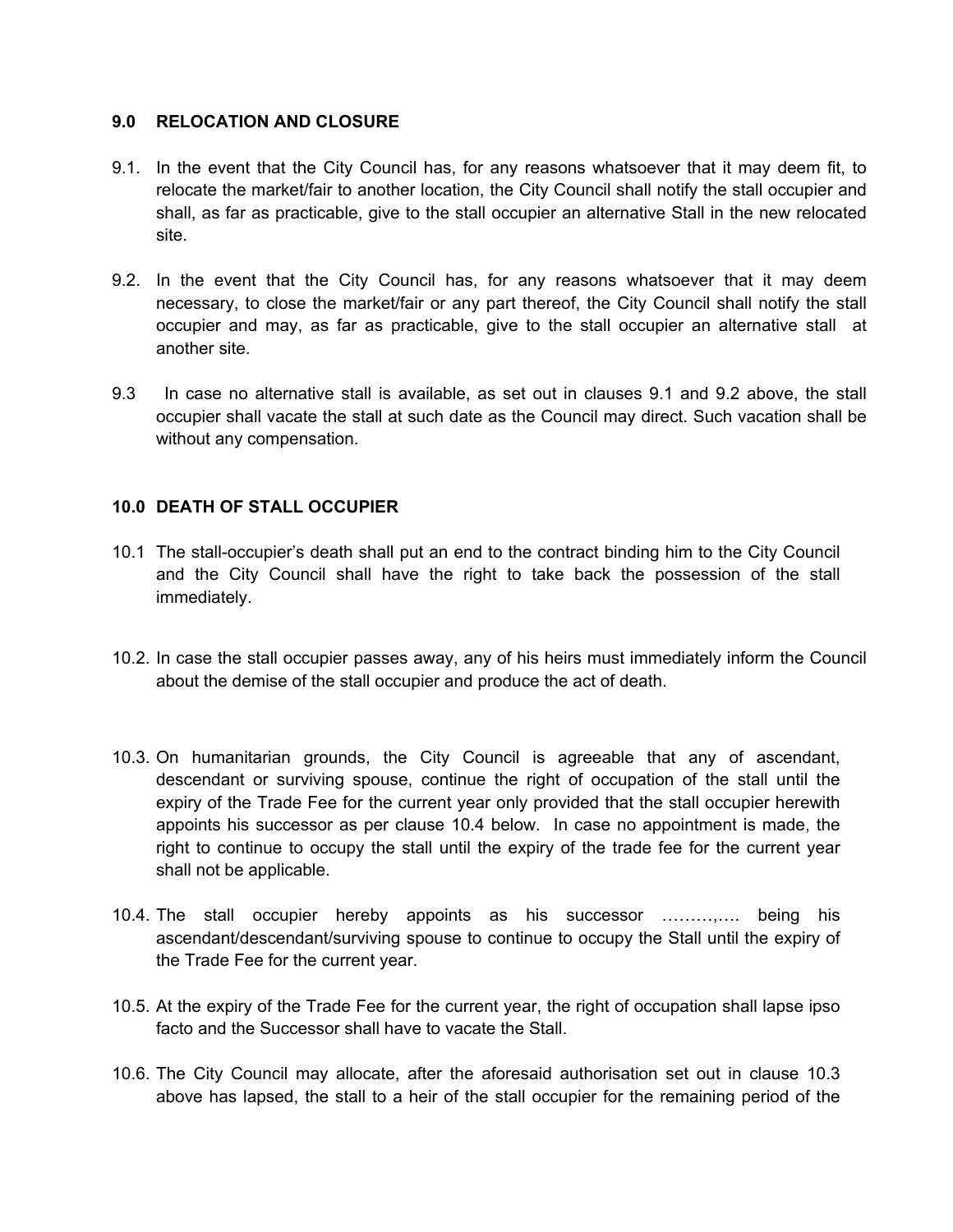## 9.0 RELOCATION AND CLOSURE

9.1. In the event that the City Council has, for any reasons whatsoever that it may deem fit, to relocate the market/fair to another location, the City Council shall notify the stall occupier and shall, as far as practicable, give to the stall occupier an alternative Stall in the new relocated site.

9.2. In the event that the City Council has, for any reasons whatsoever that it may deem necessary, to close the market/fair or any part thereof, the City Council shall notify the stall occupier and may, as far as practicable, give to the stall occupier an alternative stall at another site.

9.3 In case no alternative stall is available, as set out in clauses 9.1 and 9.2 above, the stall occupier shall vacate the stall at such date as the Council may direct. Such vacation shall be without any compensation.

## 10.0 DEATH OF STALL OCCUPIER

10.1 The stall-occupier's death shall put an end to the contract binding him to the City Council and the City Council shall have the right to take back the possession of the stall immediately.

10.2. In case the stall occupier passes away, any of his heirs must immediately inform the Council about the demise of the stall occupier and produce the act of death.

10.3. On humanitarian grounds, the City Council is agreeable that any of ascendant, descendant or surviving spouse, continue the right of occupation of the stall until the expiry of the Trade Fee for the current year only provided that the stall occupier herewith appoints his successor as per clause 10.4 below. In case no appointment is made, the right to continue to occupy the stall until the expiry of the trade fee for the current year shall not be applicable.

10.4. The stall occupier hereby appoints as his successor ………,…. being his ascendant/descendant/surviving spouse to continue to occupy the Stall until the expiry of the Trade Fee for the current year.

10.5. At the expiry of the Trade Fee for the current year, the right of occupation shall lapse ipso facto and the Successor shall have to vacate the Stall.

10.6. The City Council may allocate, after the aforesaid authorisation set out in clause 10.3 above has lapsed, the stall to a heir of the stall occupier for the remaining period of the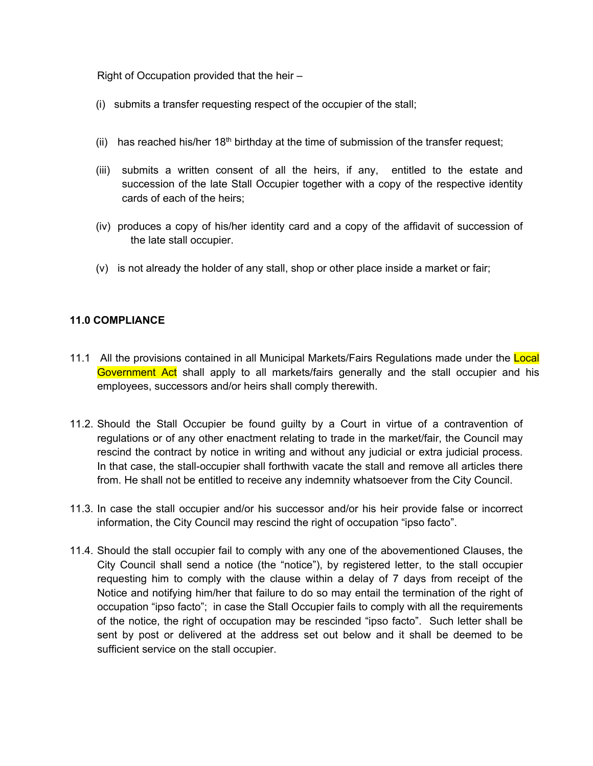Right of Occupation provided that the heir –

(i) submits a transfer requesting respect of the occupier of the stall;

(ii) has reached his/her 18th birthday at the time of submission of the transfer request;

(iii) submits a written consent of all the heirs, if any, entitled to the estate and succession of the late Stall Occupier together with a copy of the respective identity cards of each of the heirs;

(iv) produces a copy of his/her identity card and a copy of the affidavit of succession of the late stall occupier.

(v) is not already the holder of any stall, shop or other place inside a market or fair;

**11.0 COMPLIANCE**

11.1 All the provisions contained in all Municipal Markets/Fairs Regulations made under the Local Government Act shall apply to all markets/fairs generally and the stall occupier and his employees, successors and/or heirs shall comply therewith.

11.2. Should the Stall Occupier be found guilty by a Court in virtue of a contravention of regulations or of any other enactment relating to trade in the market/fair, the Council may rescind the contract by notice in writing and without any judicial or extra judicial process. In that case, the stall-occupier shall forthwith vacate the stall and remove all articles there from. He shall not be entitled to receive any indemnity whatsoever from the City Council.

11.3. In case the stall occupier and/or his successor and/or his heir provide false or incorrect information, the City Council may rescind the right of occupation "ipso facto".

11.4. Should the stall occupier fail to comply with any one of the abovementioned Clauses, the City Council shall send a notice (the "notice"), by registered letter, to the stall occupier requesting him to comply with the clause within a delay of 7 days from receipt of the Notice and notifying him/her that failure to do so may entail the termination of the right of occupation "ipso facto"; in case the Stall Occupier fails to comply with all the requirements of the notice, the right of occupation may be rescinded "ipso facto". Such letter shall be sent by post or delivered at the address set out below and it shall be deemed to be sufficient service on the stall occupier.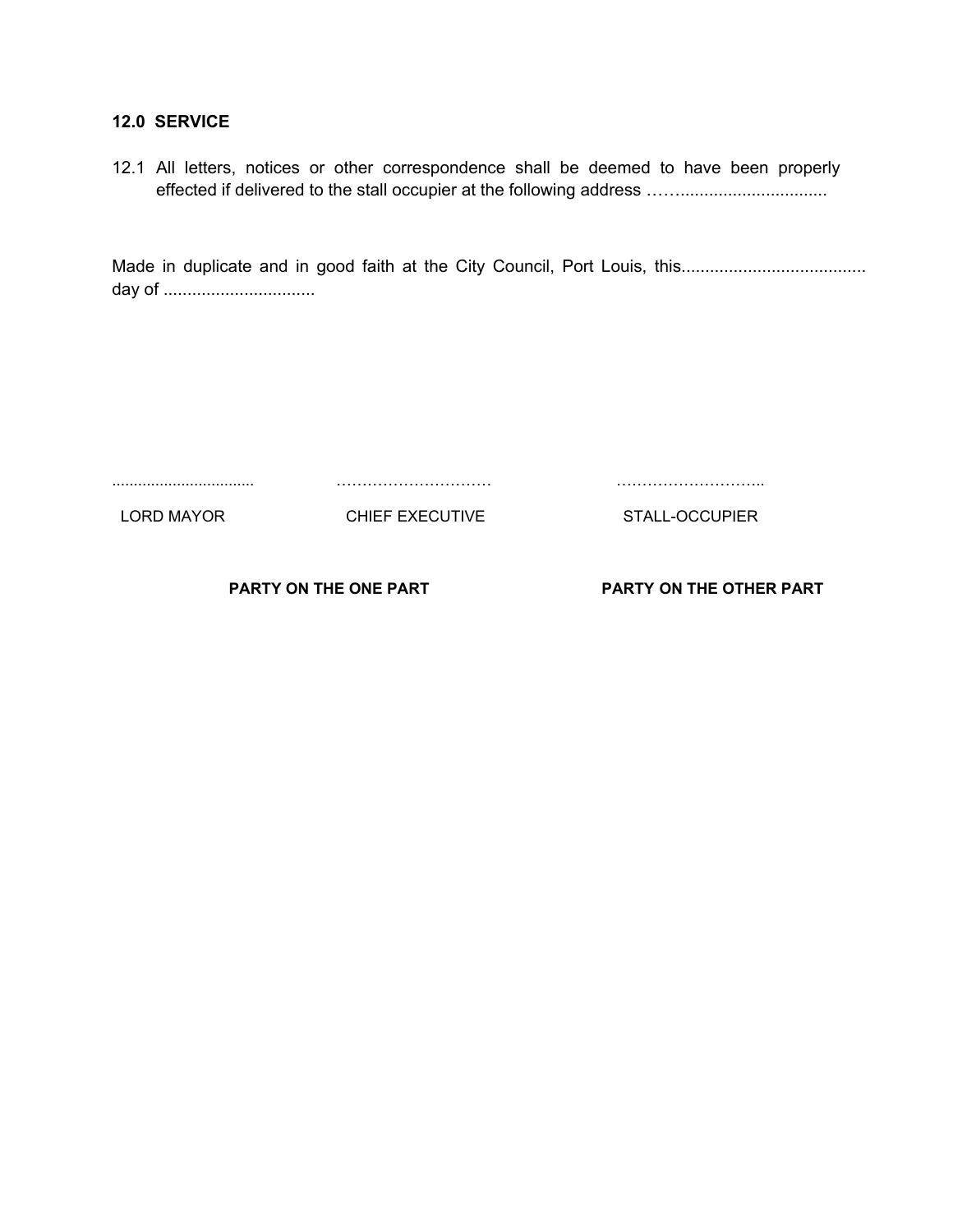**12.0 SERVICE**

12.1 All letters, notices or other correspondence shall be deemed to have been properly effected if delivered to the stall occupier at the following address ……..............................

Made in duplicate and in good faith at the City Council, Port Louis, this...................................... day of ................................

| ................................ | ………………………… | ……………………….. |
|---|---|---|
| LORD MAYOR | CHIEF EXECUTIVE | STALL-OCCUPIER |

**PARTY ON THE ONE PART** **PARTY ON THE OTHER PART**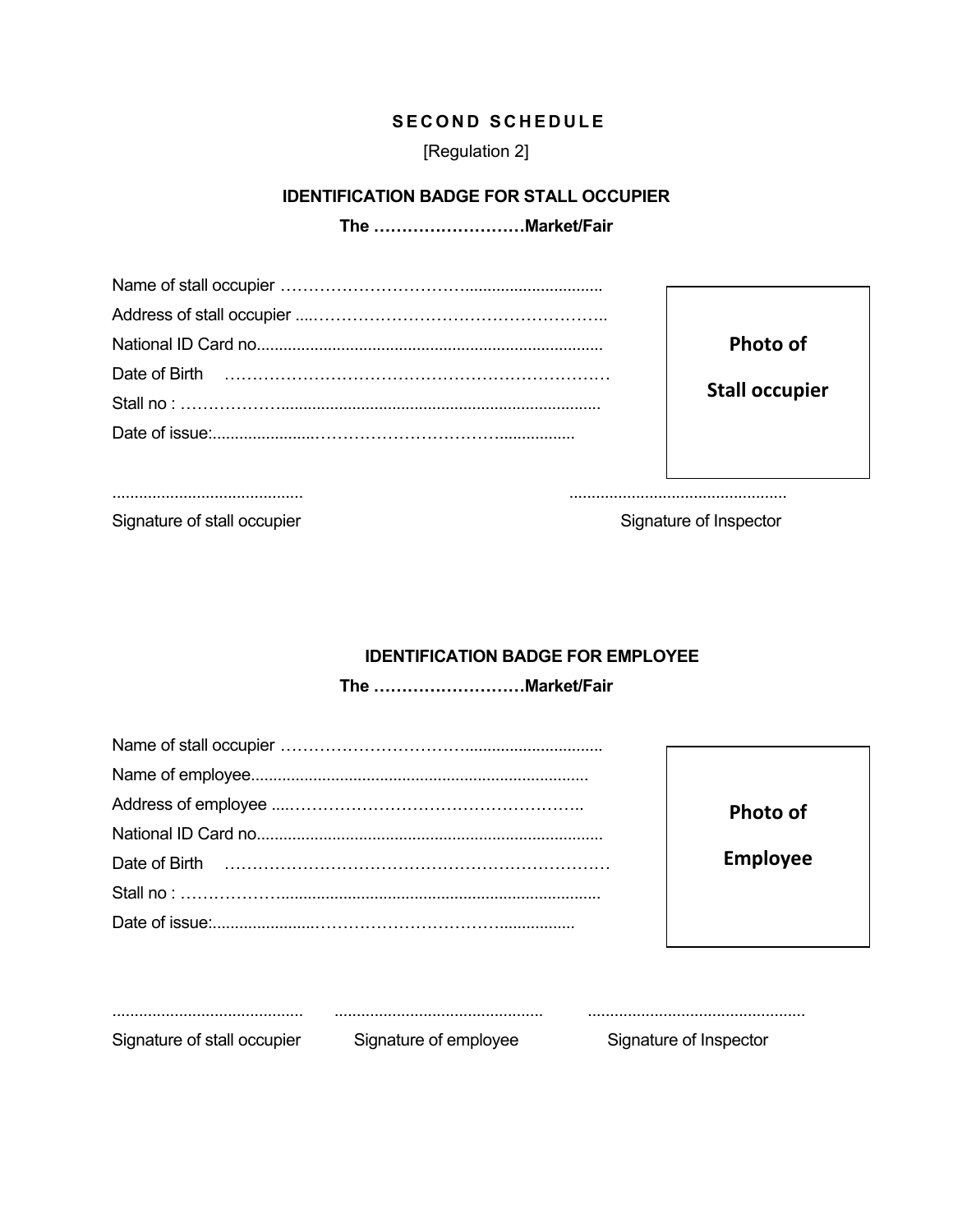## SECOND SCHEDULE

[Regulation 2]

### IDENTIFICATION BADGE FOR STALL OCCUPIER

**The ………………………Market/Fair**

Name of stall occupier …………………………..............................

Address of stall occupier ....……………………………………………..

National ID Card no.............................................................................

Date of Birth ……………………………………………………………

Stall no : ………………........................................................................

Date of issue:.......................…………………………….................

Photo of Stall occupier

...........................................
Signature of stall occupier

................................................
Signature of Inspector

### IDENTIFICATION BADGE FOR EMPLOYEE

**The ………………………Market/Fair**

Name of stall occupier …………………………..............................

Name of employee...........................................................................

Address of employee ....……………………………………………..

National ID Card no.............................................................................

Date of Birth ……………………………………………………………

Stall no : ………………........................................................................

Date of issue:.......................…………………………….................

Photo of Employee

...........................................
Signature of stall occupier

..............................................
Signature of employee

................................................
Signature of Inspector